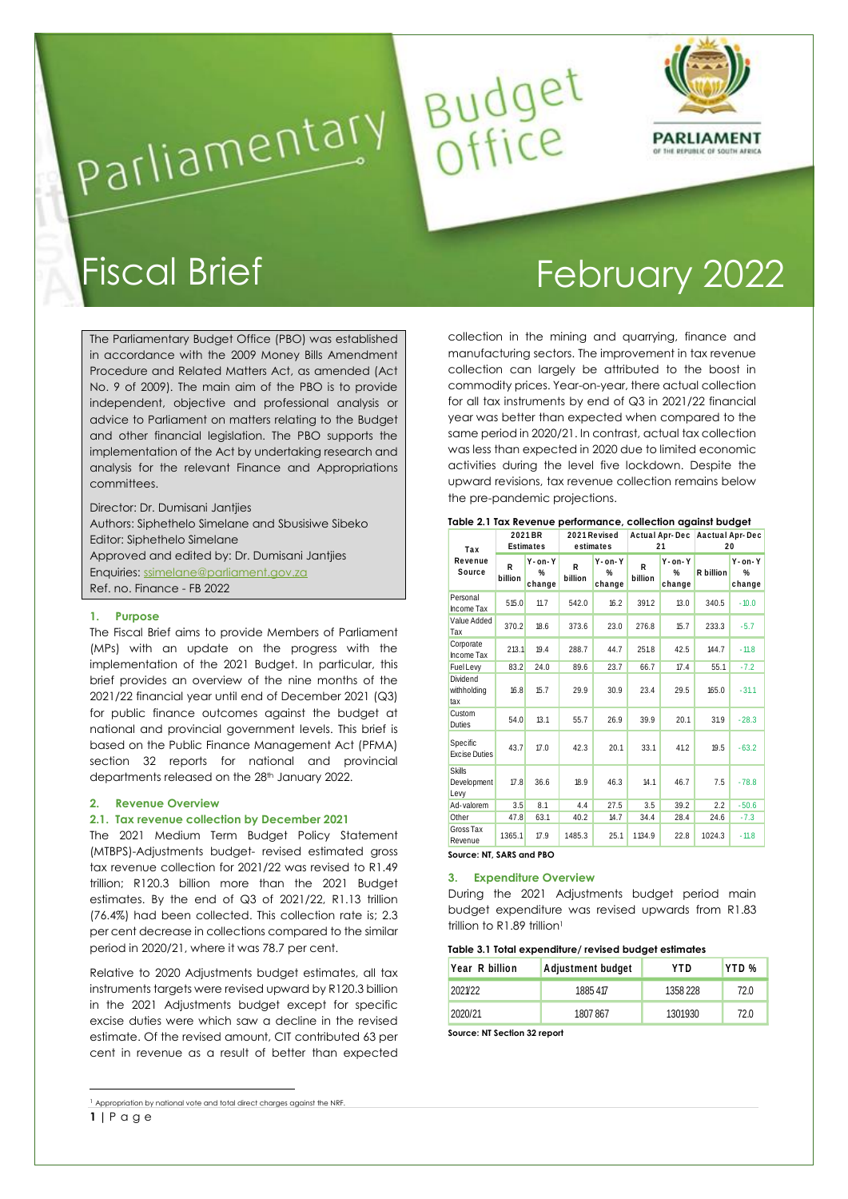# Parliamentary Budget Office

PARLIAMENT OF THE REPUBLIC OF SOUTH AFRICA

# Fiscal Brief

# February 2022

The Parliamentary Budget Office (PBO) was established in accordance with the 2009 Money Bills Amendment Procedure and Related Matters Act, as amended (Act No. 9 of 2009). The main aim of the PBO is to provide independent, objective and professional analysis or advice to Parliament on matters relating to the Budget and other financial legislation. The PBO supports the implementation of the Act by undertaking research and analysis for the relevant Finance and Appropriations committees.

Director: Dr. Dumisani Jantjies
Authors: Siphethelo Simelane and Sbusisiwe Sibeko
Editor: Siphethelo Simelane
Approved and edited by: Dr. Dumisani Jantjies
Enquiries: ssimelane@parliament.gov.za
Ref. no. Finance - FB 2022

## 1. Purpose

The Fiscal Brief aims to provide Members of Parliament (MPs) with an update on the progress with the implementation of the 2021 Budget. In particular, this brief provides an overview of the nine months of the 2021/22 financial year until end of December 2021 (Q3) for public finance outcomes against the budget at national and provincial government levels. This brief is based on the Public Finance Management Act (PFMA) section 32 reports for national and provincial departments released on the 28th January 2022.

## 2. Revenue Overview

### 2.1. Tax revenue collection by December 2021

The 2021 Medium Term Budget Policy Statement (MTBPS)-Adjustments budget- revised estimated gross tax revenue collection for 2021/22 was revised to R1.49 trillion; R120.3 billion more than the 2021 Budget estimates. By the end of Q3 of 2021/22, R1.13 trillion (76.4%) had been collected. This collection rate is; 2.3 per cent decrease in collections compared to the similar period in 2020/21, where it was 78.7 per cent.

Relative to 2020 Adjustments budget estimates, all tax instruments targets were revised upward by R120.3 billion in the 2021 Adjustments budget except for specific excise duties were which saw a decline in the revised estimate. Of the revised amount, CIT contributed 63 per cent in revenue as a result of better than expected collection in the mining and quarrying, finance and manufacturing sectors. The improvement in tax revenue collection can largely be attributed to the boost in commodity prices. Year-on-year, there actual collection for all tax instruments by end of Q3 in 2021/22 financial year was better than expected when compared to the same period in 2020/21. In contrast, actual tax collection was less than expected in 2020 due to limited economic activities during the level five lockdown. Despite the upward revisions, tax revenue collection remains below the pre-pandemic projections.

**Table 2.1 Tax Revenue performance, collection against budget**

| Tax Revenue Source | 2021 BR Estimates | | 2021 Revised estimates | | Actual Apr-Dec 21 | | Aactual Apr-Dec 20 | |
|---|---|---|---|---|---|---|---|---|
| | R billion | Y-on-Y % change | R billion | Y-on-Y % change | R billion | Y-on-Y % change | R billion | Y-on-Y % change |
| Personal Income Tax | 515.0 | 11.7 | 542.0 | 16.2 | 391.2 | 13.0 | 340.5 | -10.0 |
| Value Added Tax | 370.2 | 18.6 | 373.6 | 23.0 | 276.8 | 15.7 | 233.3 | -5.7 |
| Corporate Income Tax | 213.1 | 19.4 | 288.7 | 44.7 | 251.8 | 42.5 | 144.7 | -11.8 |
| Fuel Levy | 83.2 | 24.0 | 89.6 | 23.7 | 66.7 | 17.4 | 55.1 | -7.2 |
| Dividend withholding tax | 16.8 | 15.7 | 29.9 | 30.9 | 23.4 | 29.5 | 165.0 | -31.1 |
| Custom Duties | 54.0 | 13.1 | 55.7 | 26.9 | 39.9 | 20.1 | 31.9 | -28.3 |
| Specific Excise Duties | 43.7 | 17.0 | 42.3 | 20.1 | 33.1 | 41.2 | 19.5 | -63.2 |
| Skills Development Levy | 17.8 | 36.6 | 18.9 | 46.3 | 14.1 | 46.7 | 7.5 | -78.8 |
| Ad-valorem | 3.5 | 8.1 | 4.4 | 27.5 | 3.5 | 39.2 | 2.2 | -50.6 |
| Other | 47.8 | 63.1 | 40.2 | 14.7 | 34.4 | 28.4 | 24.6 | -7.3 |
| Gross Tax Revenue | 1365.1 | 17.9 | 1485.3 | 25.1 | 1134.9 | 22.8 | 1024.3 | -11.8 |

**Source: NT, SARS and PBO**

## 3. Expenditure Overview

During the 2021 Adjustments budget period main budget expenditure was revised upwards from R1.83 trillion to R1.89 trillion[1]

**Table 3.1 Total expenditure/ revised budget estimates**

| Year R billion | Adjustment budget | YTD | YTD % |
|---|---|---|---|
| 2021/22 | 1885 417 | 1358 228 | 72.0 |
| 2020/21 | 1807 867 | 1301930 | 72.0 |

**Source: NT Section 32 report**

[1] Appropriation by national vote and total direct charges against the NRF.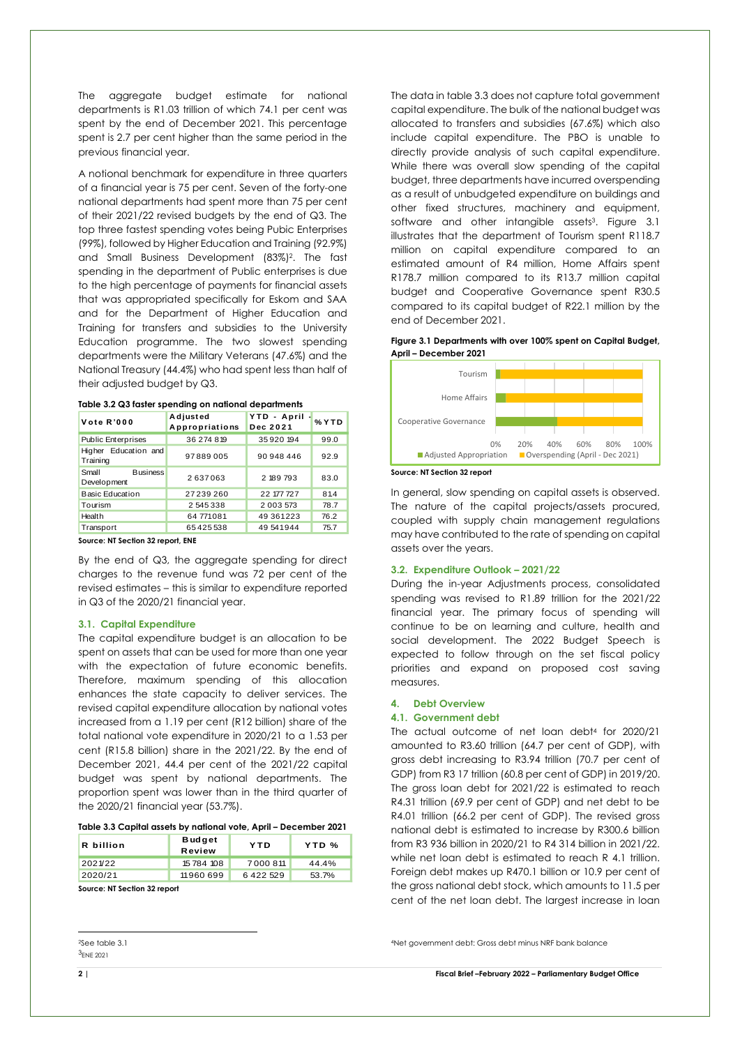The aggregate budget estimate for national departments is R1.03 trillion of which 74.1 per cent was spent by the end of December 2021. This percentage spent is 2.7 per cent higher than the same period in the previous financial year.

A notional benchmark for expenditure in three quarters of a financial year is 75 per cent. Seven of the forty-one national departments had spent more than 75 per cent of their 2021/22 revised budgets by the end of Q3. The top three fastest spending votes being Pubic Enterprises (99%), followed by Higher Education and Training (92.9%) and Small Business Development (83%)[2]. The fast spending in the department of Public enterprises is due to the high percentage of payments for financial assets that was appropriated specifically for Eskom and SAA and for the Department of Higher Education and Training for transfers and subsidies to the University Education programme. The two slowest spending departments were the Military Veterans (47.6%) and the National Treasury (44.4%) who had spent less than half of their adjusted budget by Q3.

**Table 3.2 Q3 faster spending on national departments**

| Vote R'000 | Adjusted Appropriations | YTD - April - Dec 2021 | %YTD |
|---|---|---|---|
| Public Enterprises | 36 274 819 | 35 920 194 | 99.0 |
| Higher Education and Training | 97 889 005 | 90 948 446 | 92.9 |
| Small Business Development | 2 637 063 | 2 189 793 | 83.0 |
| Basic Education | 27 239 260 | 22 177 727 | 81.4 |
| Tourism | 2 545 338 | 2 003 573 | 78.7 |
| Health | 64 771 081 | 49 361 223 | 76.2 |
| Transport | 65 425 538 | 49 541 944 | 75.7 |

**Source: NT Section 32 report, ENE**

By the end of Q3, the aggregate spending for direct charges to the revenue fund was 72 per cent of the revised estimates – this is similar to expenditure reported in Q3 of the 2020/21 financial year.

### 3.1. Capital Expenditure

The capital expenditure budget is an allocation to be spent on assets that can be used for more than one year with the expectation of future economic benefits. Therefore, maximum spending of this allocation enhances the state capacity to deliver services. The revised capital expenditure allocation by national votes increased from a 1.19 per cent (R12 billion) share of the total national vote expenditure in 2020/21 to a 1.53 per cent (R15.8 billion) share in the 2021/22. By the end of December 2021, 44.4 per cent of the 2021/22 capital budget was spent by national departments. The proportion spent was lower than in the third quarter of the 2020/21 financial year (53.7%).

**Table 3.3 Capital assets by national vote, April – December 2021**

| R billion | Budget Review | YTD | YTD % |
|---|---|---|---|
| 2021/22 | 15 784 108 | 7 000 811 | 44.4% |
| 2020/21 | 11 960 699 | 6 422 529 | 53.7% |

**Source: NT Section 32 report**

The data in table 3.3 does not capture total government capital expenditure. The bulk of the national budget was allocated to transfers and subsidies (67.6%) which also include capital expenditure. The PBO is unable to directly provide analysis of such capital expenditure. While there was overall slow spending of the capital budget, three departments have incurred overspending as a result of unbudgeted expenditure on buildings and other fixed structures, machinery and equipment, software and other intangible assets[3]. Figure 3.1 illustrates that the department of Tourism spent R118.7 million on capital expenditure compared to an estimated amount of R4 million, Home Affairs spent R178.7 million compared to its R13.7 million capital budget and Cooperative Governance spent R30.5 compared to its capital budget of R22.1 million by the end of December 2021.

**Figure 3.1 Departments with over 100% spent on Capital Budget, April – December 2021**

| Department | Adjusted Appropriation | Overspending (April - Dec 2021) |
|---|---|---|
| Tourism | | |
| Home Affairs | | |
| Cooperative Governance | | |

**Source: NT Section 32 report**

In general, slow spending on capital assets is observed. The nature of the capital projects/assets procured, coupled with supply chain management regulations may have contributed to the rate of spending on capital assets over the years.

### 3.2. Expenditure Outlook – 2021/22

During the in-year Adjustments process, consolidated spending was revised to R1.89 trillion for the 2021/22 financial year. The primary focus of spending will continue to be on learning and culture, health and social development. The 2022 Budget Speech is expected to follow through on the set fiscal policy priorities and expand on proposed cost saving measures.

## 4. Debt Overview

### 4.1. Government debt

The actual outcome of net loan debt[4] for 2020/21 amounted to R3.60 trillion (64.7 per cent of GDP), with gross debt increasing to R3.94 trillion (70.7 per cent of GDP) from R3 17 trillion (60.8 per cent of GDP) in 2019/20. The gross loan debt for 2021/22 is estimated to reach R4.31 trillion (69.9 per cent of GDP) and net debt to be R4.01 trillion (66.2 per cent of GDP). The revised gross national debt is estimated to increase by R300.6 billion from R3 936 billion in 2020/21 to R4 314 billion in 2021/22. while net loan debt is estimated to reach R 4.1 trillion. Foreign debt makes up R470.1 billion or 10.9 per cent of the gross national debt stock, which amounts to 11.5 per cent of the net loan debt. The largest increase in loan

---

[2] See table 3.1

[3] ENE 2021

[4] Net government debt: Gross debt minus NRF bank balance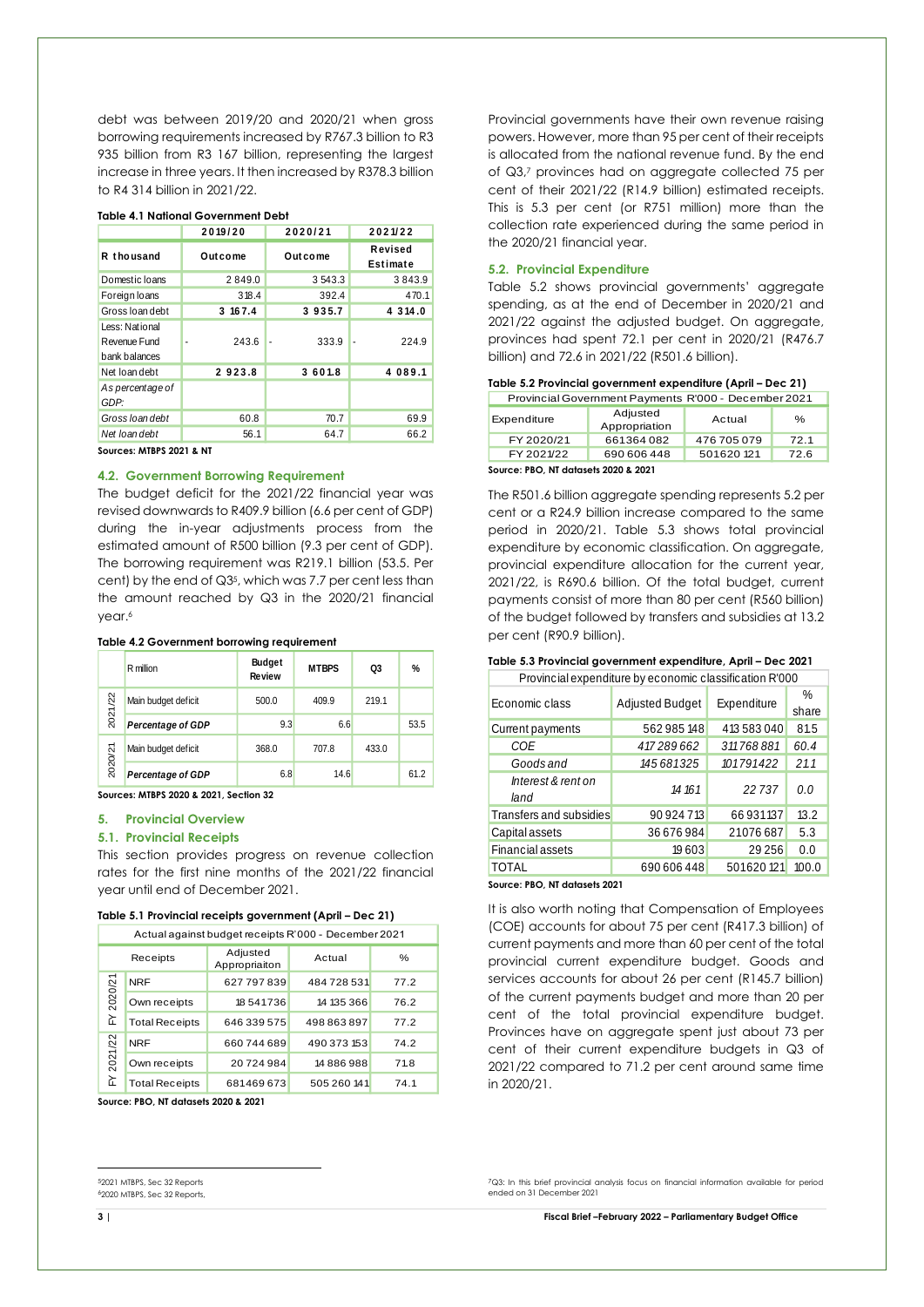debt was between 2019/20 and 2020/21 when gross borrowing requirements increased by R767.3 billion to R3 935 billion from R3 167 billion, representing the largest increase in three years. It then increased by R378.3 billion to R4 314 billion in 2021/22.

**Table 4.1 National Government Debt**

| R thousand | 2019/20 Outcome | 2020/21 Outcome | 2021/22 Revised Estimate |
|---|---|---|---|
| Domestic loans | 2 849.0 | 3 543.3 | 3 843.9 |
| Foreign loans | 318.4 | 392.4 | 470.1 |
| Gross loan debt | **3 167.4** | **3 935.7** | **4 314.0** |
| Less: National Revenue Fund bank balances | - 243.6 | - 333.9 | - 224.9 |
| Net loan debt | **2 923.8** | **3 601.8** | **4 089.1** |
| *As percentage of GDP:* | | | |
| *Gross loan debt* | 60.8 | 70.7 | 69.9 |
| *Net loan debt* | 56.1 | 64.7 | 66.2 |

**Sources: MTBPS 2021 & NT**

### 4.2. Government Borrowing Requirement

The budget deficit for the 2021/22 financial year was revised downwards to R409.9 billion (6.6 per cent of GDP) during the in-year adjustments process from the estimated amount of R500 billion (9.3 per cent of GDP). The borrowing requirement was R219.1 billion (53.5. Per cent) by the end of Q3[5], which was 7.7 per cent less than the amount reached by Q3 in the 2020/21 financial year.[6]

**Table 4.2 Government borrowing requirement**

| | R million | Budget Review | MTBPS | Q3 | % |
|---|---|---|---|---|---|
| 2021/22 | Main budget deficit | 500.0 | 409.9 | 219.1 | |
| | *Percentage of GDP* | 9.3 | 6.6 | | 53.5 |
| 2020/21 | Main budget deficit | 368.0 | 707.8 | 433.0 | |
| | *Percentage of GDP* | 6.8 | 14.6 | | 61.2 |

**Sources: MTBPS 2020 & 2021, Section 32**

## 5. Provincial Overview

### 5.1. Provincial Receipts

This section provides progress on revenue collection rates for the first nine months of the 2021/22 financial year until end of December 2021.

**Table 5.1 Provincial receipts government (April – Dec 21)**

| Actual against budget receipts R'000 - December 2021 | | | | |
|---|---|---|---|---|
| | Receipts | Adjusted Appropriaiton | Actual | % |
| FY 2020/21 | NRF | 627 797 839 | 484 728 531 | 77.2 |
| | Own receipts | 18 541 736 | 14 135 366 | 76.2 |
| | Total Receipts | 646 339 575 | 498 863 897 | 77.2 |
| FY 2021/22 | NRF | 660 744 689 | 490 373 153 | 74.2 |
| | Own receipts | 20 724 984 | 14 886 988 | 71.8 |
| | Total Receipts | 681469 673 | 505 260 141 | 74.1 |

**Source: PBO, NT datasets 2020 & 2021**

Provincial governments have their own revenue raising powers. However, more than 95 per cent of their receipts is allocated from the national revenue fund. By the end of Q3,[7] provinces had on aggregate collected 75 per cent of their 2021/22 (R14.9 billion) estimated receipts. This is 5.3 per cent (or R751 million) more than the collection rate experienced during the same period in the 2020/21 financial year.

### 5.2. Provincial Expenditure

Table 5.2 shows provincial governments' aggregate spending, as at the end of December in 2020/21 and 2021/22 against the adjusted budget. On aggregate, provinces had spent 72.1 per cent in 2020/21 (R476.7 billion) and 72.6 in 2021/22 (R501.6 billion).

**Table 5.2 Provincial government expenditure (April – Dec 21)**

| Provincial Government Payments R'000 - December 2021 | | | |
|---|---|---|---|
| Expenditure | Adjusted Appropriation | Actual | % |
| FY 2020/21 | 661364 082 | 476 705 079 | 72.1 |
| FY 2021/22 | 690 606 448 | 501620 121 | 72.6 |

**Source: PBO, NT datasets 2020 & 2021**

The R501.6 billion aggregate spending represents 5.2 per cent or a R24.9 billion increase compared to the same period in 2020/21. Table 5.3 shows total provincial expenditure by economic classification. On aggregate, provincial expenditure allocation for the current year, 2021/22, is R690.6 billion. Of the total budget, current payments consist of more than 80 per cent (R560 billion) of the budget followed by transfers and subsidies at 13.2 per cent (R90.9 billion).

**Table 5.3 Provincial government expenditure, April – Dec 2021**

| Provincial expenditure by economic classification R'000 | | | |
|---|---|---|---|
| Economic class | Adjusted Budget | Expenditure | % share |
| Current payments | 562 985 148 | 413 583 040 | 81.5 |
| *COE* | *417 289 662* | *311 768 881* | *60.4* |
| *Goods and* | *145 681325* | *101791422* | *21.1* |
| *Interest & rent on land* | *14 161* | *22 737* | *0.0* |
| Transfers and subsidies | 90 924 713 | 66 931137 | 13.2 |
| Capital assets | 36 676 984 | 21076 687 | 5.3 |
| Financial assets | 19 603 | 29 256 | 0.0 |
| TOTAL | 690 606 448 | 501620 121 | 100.0 |

**Source: PBO, NT datasets 2021**

It is also worth noting that Compensation of Employees (COE) accounts for about 75 per cent (R417.3 billion) of current payments and more than 60 per cent of the total provincial current expenditure budget. Goods and services accounts for about 26 per cent (R145.7 billion) of the current payments budget and more than 20 per cent of the total provincial expenditure budget. Provinces have on aggregate spent just about 73 per cent of their current expenditure budgets in Q3 of 2021/22 compared to 71.2 per cent around same time in 2020/21.

---

[5] 2021 MTBPS, Sec 32 Reports

[6] 2020 MTBPS, Sec 32 Reports,

[7] Q3: In this brief provincial analysis focus on financial information available for period ended on 31 December 2021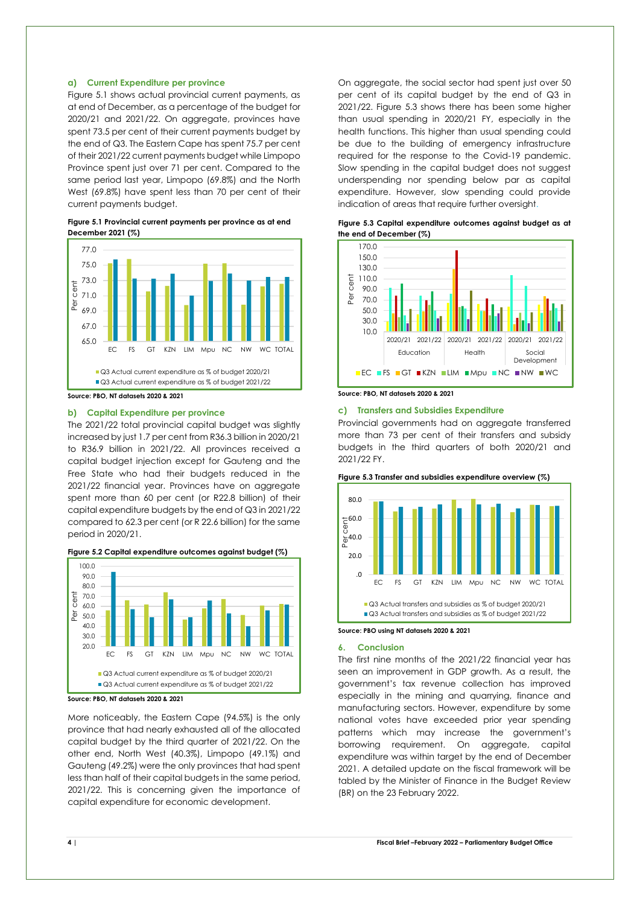### a) Current Expenditure per province

Figure 5.1 shows actual provincial current payments, as at end of December, as a percentage of the budget for 2020/21 and 2021/22. On aggregate, provinces have spent 73.5 per cent of their current payments budget by the end of Q3. The Eastern Cape has spent 75.7 per cent of their 2021/22 current payments budget while Limpopo Province spent just over 71 per cent. Compared to the same period last year, Limpopo (69.8%) and the North West (69.8%) have spent less than 70 per cent of their current payments budget.

**Figure 5.1 Provincial current payments per province as at end December 2021 (%)**

77.0
75.0
73.0
71.0
69.0
67.0
65.0
Per cent
EC FS GT KZN LIM Mpu NC NW WC TOTAL
Q3 Actual current expenditure as % of budget 2020/21
Q3 Actual current expenditure as % of budget 2021/22

**Source: PBO, NT datasets 2020 & 2021**

### b) Capital Expenditure per province

The 2021/22 total provincial capital budget was slightly increased by just 1.7 per cent from R36.3 billion in 2020/21 to R36.9 billion in 2021/22. All provinces received a capital budget injection except for Gauteng and the Free State who had their budgets reduced in the 2021/22 financial year. Provinces have on aggregate spent more than 60 per cent (or R22.8 billion) of their capital expenditure budgets by the end of Q3 in 2021/22 compared to 62.3 per cent (or R 22.6 billion) for the same period in 2020/21.

**Figure 5.2 Capital expenditure outcomes against budget (%)**

100.0
90.0
80.0
70.0
60.0
50.0
40.0
30.0
20.0
Per cent
EC FS GT KZN LIM Mpu NC NW WC TOTAL
Q3 Actual current expenditure as % of budget 2020/21
Q3 Actual current expenditure as % of budget 2021/22

**Source: PBO, NT datasets 2020 & 2021**

More noticeably, the Eastern Cape (94.5%) is the only province that had nearly exhausted all of the allocated capital budget by the third quarter of 2021/22. On the other end, North West (40.3%), Limpopo (49.1%) and Gauteng (49.2%) were the only provinces that had spent less than half of their capital budgets in the same period, 2021/22. This is concerning given the importance of capital expenditure for economic development.

On aggregate, the social sector had spent just over 50 per cent of its capital budget by the end of Q3 in 2021/22. Figure 5.3 shows there has been some higher than usual spending in 2020/21 FY, especially in the health functions. This higher than usual spending could be due to the building of emergency infrastructure required for the response to the Covid-19 pandemic. Slow spending in the capital budget does not suggest underspending nor spending below par as capital expenditure. However, slow spending could provide indication of areas that require further oversight.

**Figure 5.3 Capital expenditure outcomes against budget as at the end of December (%)**

170.0
150.0
130.0
110.0
90.0
70.0
50.0
30.0
10.0
Per cent
2020/21 2021/22 2020/21 2021/22 2020/21 2021/22
Education Health Social Development
EC FS GT KZN LIM Mpu NC NW WC

**Source: PBO, NT datasets 2020 & 2021**

### c) Transfers and Subsidies Expenditure

Provincial governments had on aggregate transferred more than 73 per cent of their transfers and subsidy budgets in the third quarters of both 2020/21 and 2021/22 FY.

**Figure 5.3 Transfer and subsidies expenditure overview (%)**

80.0
60.0
40.0
20.0
.0
Per cent
EC FS GT KZN LIM Mpu NC NW WC TOTAL
Q3 Actual transfers and subsidies as % of budget 2020/21
Q3 Actual transfers and subsidies as % of budget 2021/22

**Source: PBO using NT datasets 2020 & 2021**

## 6. Conclusion

The first nine months of the 2021/22 financial year has seen an improvement in GDP growth. As a result, the government's tax revenue collection has improved especially in the mining and quarrying, finance and manufacturing sectors. However, expenditure by some national votes have exceeded prior year spending patterns which may increase the government's borrowing requirement. On aggregate, capital expenditure was within target by the end of December 2021. A detailed update on the fiscal framework will be tabled by the Minister of Finance in the Budget Review (BR) on the 23 February 2022.